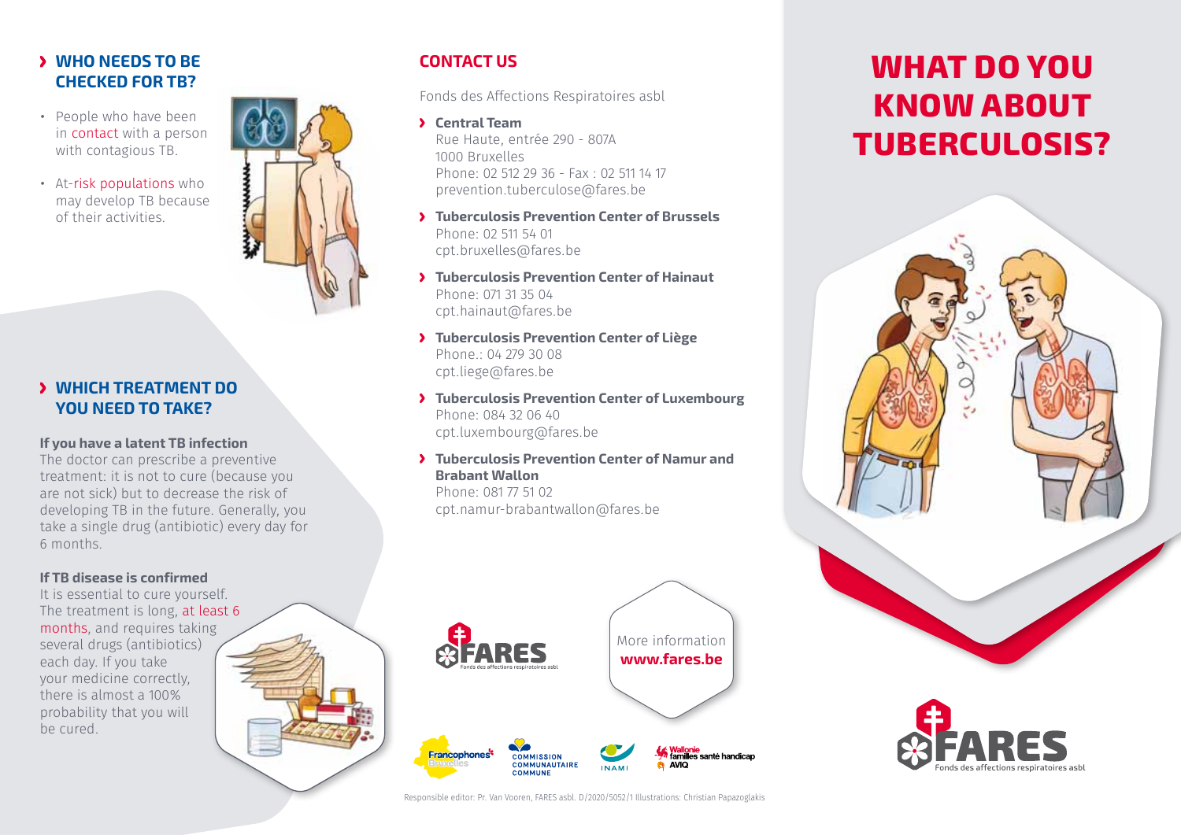## WHO NEEDS TO BE CHECKED FOR TB?

- People who have been in contact with a person with contagious TB.
- At-risk populations who may develop TB because of their activities.

## WHICH TREATMENT DO YOU NEED TO TAKE?

**If you have a latent TB infection**
The doctor can prescribe a preventive treatment: it is not to cure (because you are not sick) but to decrease the risk of developing TB in the future. Generally, you take a single drug (antibiotic) every day for 6 months.

**If TB disease is confirmed**
It is essential to cure yourself. The treatment is long, at least 6 months, and requires taking several drugs (antibiotics) each day. If you take your medicine correctly, there is almost a 100% probability that you will be cured.

## CONTACT US

Fonds des Affections Respiratoires asbl

- **Central Team**
  Rue Haute, entrée 290 - 807A
  1000 Bruxelles
  Phone: 02 512 29 36 - Fax : 02 511 14 17
  prevention.tuberculose@fares.be
- **Tuberculosis Prevention Center of Brussels**
  Phone: 02 511 54 01
  cpt.bruxelles@fares.be
- **Tuberculosis Prevention Center of Hainaut**
  Phone: 071 31 35 04
  cpt.hainaut@fares.be
- **Tuberculosis Prevention Center of Liège**
  Phone.: 04 279 30 08
  cpt.liege@fares.be
- **Tuberculosis Prevention Center of Luxembourg**
  Phone: 084 32 06 40
  cpt.luxembourg@fares.be
- **Tuberculosis Prevention Center of Namur and Brabant Wallon**
  Phone: 081 77 51 02
  cpt.namur-brabantwallon@fares.be

FARES Fonds des affections respiratoires asbl

More information
**www.fares.be**

Francophones Bruxelles — Commission Communautaire Commune — INAMI — Wallonie familles santé handicap AViQ

Responsible editor: Pr. Van Vooren, FARES asbl. D/2020/5052/1 Illustrations: Christian Papazoglakis

# WHAT DO YOU KNOW ABOUT TUBERCULOSIS?

FARES Fonds des affections respiratoires asbl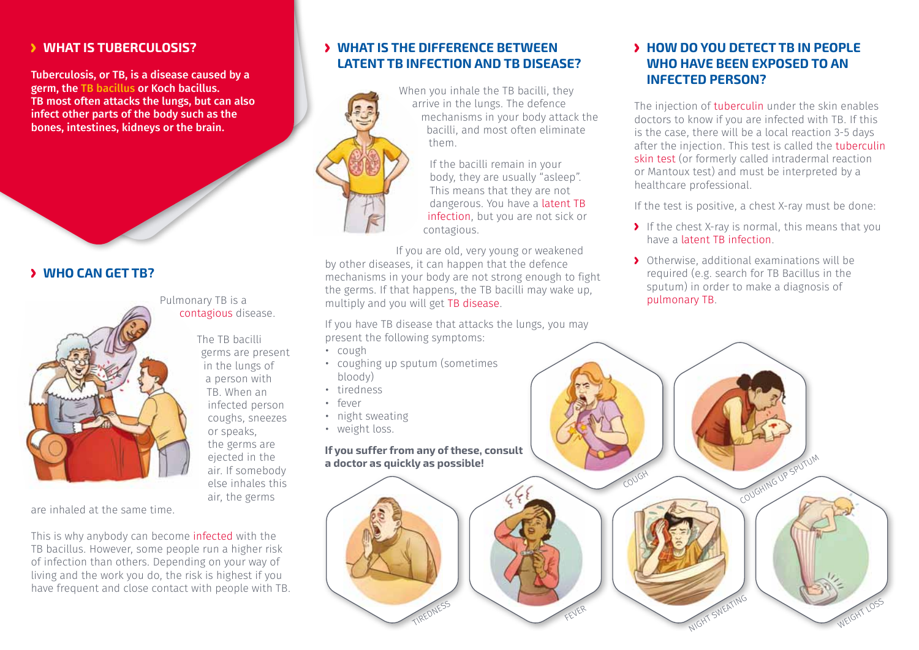## WHAT IS TUBERCULOSIS?

**Tuberculosis, or TB, is a disease caused by a germ, the TB bacillus or Koch bacillus. TB most often attacks the lungs, but can also infect other parts of the body such as the bones, intestines, kidneys or the brain.**

## WHO CAN GET TB?

Pulmonary TB is a contagious disease.

The TB bacilli germs are present in the lungs of a person with TB. When an infected person coughs, sneezes or speaks, the germs are ejected in the air. If somebody else inhales this air, the germs are inhaled at the same time.

This is why anybody can become infected with the TB bacillus. However, some people run a higher risk of infection than others. Depending on your way of living and the work you do, the risk is highest if you have frequent and close contact with people with TB.

## WHAT IS THE DIFFERENCE BETWEEN LATENT TB INFECTION AND TB DISEASE?

When you inhale the TB bacilli, they arrive in the lungs. The defence mechanisms in your body attack the bacilli, and most often eliminate them.

If the bacilli remain in your body, they are usually "asleep". This means that they are not dangerous. You have a latent TB infection, but you are not sick or contagious.

If you are old, very young or weakened by other diseases, it can happen that the defence mechanisms in your body are not strong enough to fight the germs. If that happens, the TB bacilli may wake up, multiply and you will get TB disease.

If you have TB disease that attacks the lungs, you may present the following symptoms:

- cough
- coughing up sputum (sometimes bloody)
- tiredness
- fever
- night sweating
- weight loss.

**If you suffer from any of these, consult a doctor as quickly as possible!**

## HOW DO YOU DETECT TB IN PEOPLE WHO HAVE BEEN EXPOSED TO AN INFECTED PERSON?

The injection of tuberculin under the skin enables doctors to know if you are infected with TB. If this is the case, there will be a local reaction 3-5 days after the injection. This test is called the tuberculin skin test (or formerly called intradermal reaction or Mantoux test) and must be interpreted by a healthcare professional.

If the test is positive, a chest X-ray must be done:

- If the chest X-ray is normal, this means that you have a latent TB infection.
- Otherwise, additional examinations will be required (e.g. search for TB Bacillus in the sputum) in order to make a diagnosis of pulmonary TB.

COUGH

COUGHING UP SPUTUM

TIREDNESS

FEVER

NIGHT SWEATING

WEIGHT LOSS